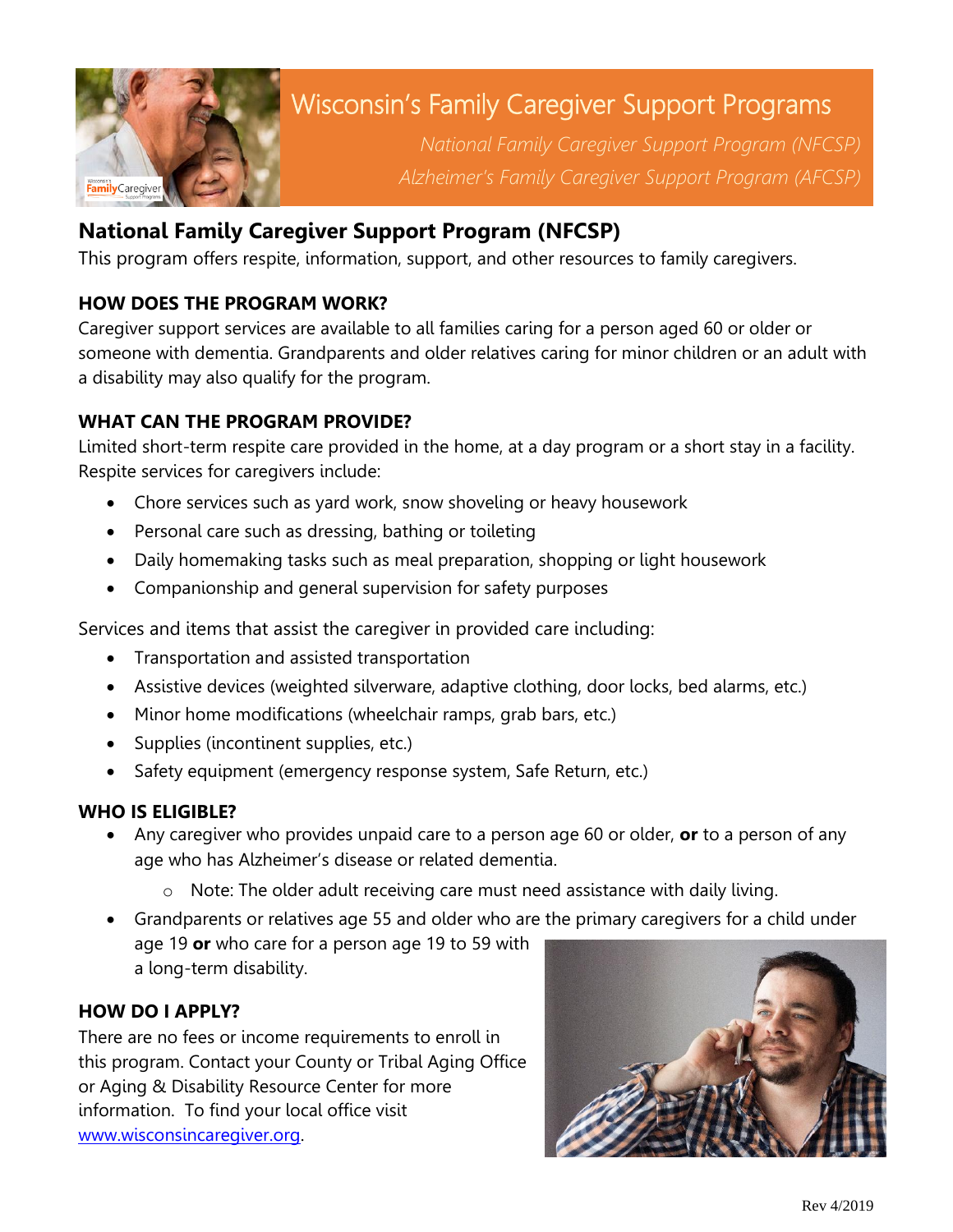# Wisconsin's Family Caregiver Support Programs

*National Family Caregiver Support Program (NFCSP)*

*Alzheimer's Family Caregiver Support Program (AFCSP)*

## National Family Caregiver Support Program (NFCSP)

This program offers respite, information, support, and other resources to family caregivers.

### HOW DOES THE PROGRAM WORK?

Caregiver support services are available to all families caring for a person aged 60 or older or someone with dementia. Grandparents and older relatives caring for minor children or an adult with a disability may also qualify for the program.

### WHAT CAN THE PROGRAM PROVIDE?

Limited short-term respite care provided in the home, at a day program or a short stay in a facility. Respite services for caregivers include:

- Chore services such as yard work, snow shoveling or heavy housework
- Personal care such as dressing, bathing or toileting
- Daily homemaking tasks such as meal preparation, shopping or light housework
- Companionship and general supervision for safety purposes

Services and items that assist the caregiver in provided care including:

- Transportation and assisted transportation
- Assistive devices (weighted silverware, adaptive clothing, door locks, bed alarms, etc.)
- Minor home modifications (wheelchair ramps, grab bars, etc.)
- Supplies (incontinent supplies, etc.)
- Safety equipment (emergency response system, Safe Return, etc.)

### WHO IS ELIGIBLE?

- Any caregiver who provides unpaid care to a person age 60 or older, **or** to a person of any age who has Alzheimer's disease or related dementia.
  - Note: The older adult receiving care must need assistance with daily living.
- Grandparents or relatives age 55 and older who are the primary caregivers for a child under age 19 **or** who care for a person age 19 to 59 with a long-term disability.

### HOW DO I APPLY?

There are no fees or income requirements to enroll in this program. Contact your County or Tribal Aging Office or Aging & Disability Resource Center for more information. To find your local office visit [www.wisconsincaregiver.org](http://www.wisconsincaregiver.org).

Rev 4/2019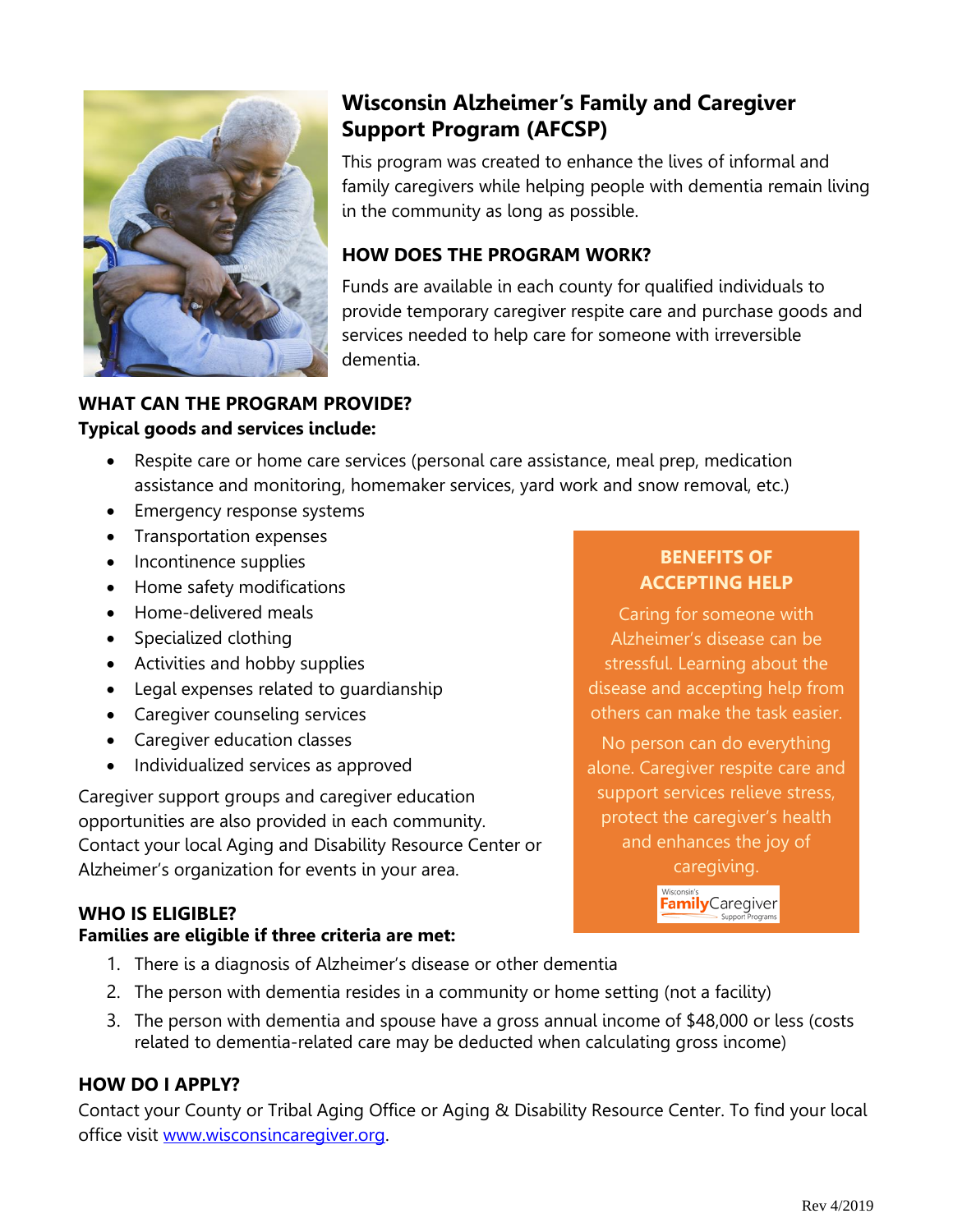## Wisconsin Alzheimer's Family and Caregiver Support Program (AFCSP)

This program was created to enhance the lives of informal and family caregivers while helping people with dementia remain living in the community as long as possible.

### HOW DOES THE PROGRAM WORK?

Funds are available in each county for qualified individuals to provide temporary caregiver respite care and purchase goods and services needed to help care for someone with irreversible dementia.

### WHAT CAN THE PROGRAM PROVIDE?

**Typical goods and services include:**

- Respite care or home care services (personal care assistance, meal prep, medication assistance and monitoring, homemaker services, yard work and snow removal, etc.)
- Emergency response systems
- Transportation expenses
- Incontinence supplies
- Home safety modifications
- Home-delivered meals
- Specialized clothing
- Activities and hobby supplies
- Legal expenses related to guardianship
- Caregiver counseling services
- Caregiver education classes
- Individualized services as approved

Caregiver support groups and caregiver education opportunities are also provided in each community. Contact your local Aging and Disability Resource Center or Alzheimer's organization for events in your area.

**BENEFITS OF ACCEPTING HELP**

Caring for someone with Alzheimer's disease can be stressful. Learning about the disease and accepting help from others can make the task easier.

No person can do everything alone. Caregiver respite care and support services relieve stress, protect the caregiver's health and enhances the joy of caregiving.

Wisconsin's FamilyCaregiver Support Programs

### WHO IS ELIGIBLE?

**Families are eligible if three criteria are met:**

1. There is a diagnosis of Alzheimer's disease or other dementia
2. The person with dementia resides in a community or home setting (not a facility)
3. The person with dementia and spouse have a gross annual income of $48,000 or less (costs related to dementia-related care may be deducted when calculating gross income)

### HOW DO I APPLY?

Contact your County or Tribal Aging Office or Aging & Disability Resource Center. To find your local office visit [www.wisconsincaregiver.org](http://www.wisconsincaregiver.org).

Rev 4/2019